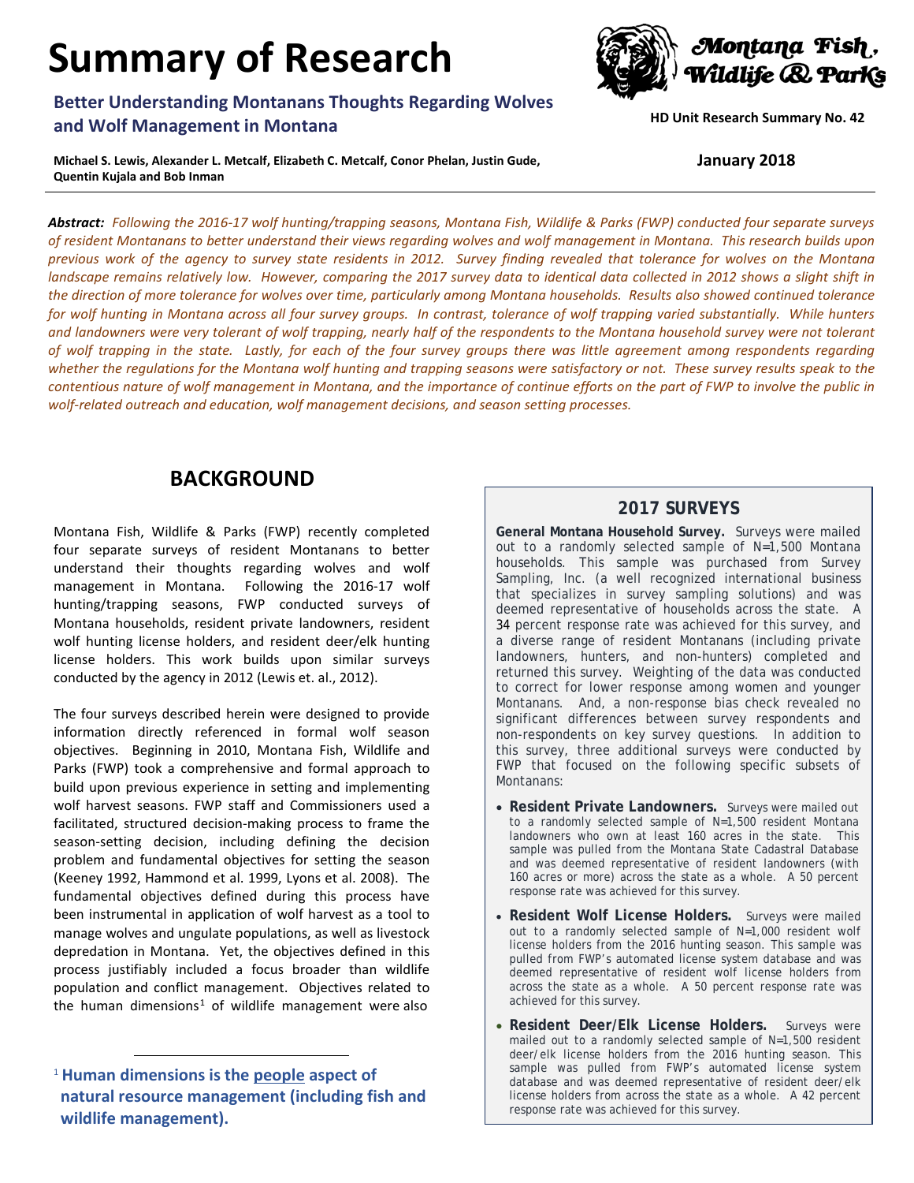# Summary of Research

**Better Understanding Montanans Thoughts Regarding Wolves and Wolf Management in Montana**

Montana Fish, Wildlife & Parks

HD Unit Research Summary No. 42

**Michael S. Lewis, Alexander L. Metcalf, Elizabeth C. Metcalf, Conor Phelan, Justin Gude, Quentin Kujala and Bob Inman**

**January 2018**

***Abstract:*** *Following the 2016-17 wolf hunting/trapping seasons, Montana Fish, Wildlife & Parks (FWP) conducted four separate surveys of resident Montanans to better understand their views regarding wolves and wolf management in Montana. This research builds upon previous work of the agency to survey state residents in 2012. Survey finding revealed that tolerance for wolves on the Montana landscape remains relatively low. However, comparing the 2017 survey data to identical data collected in 2012 shows a slight shift in the direction of more tolerance for wolves over time, particularly among Montana households. Results also showed continued tolerance for wolf hunting in Montana across all four survey groups. In contrast, tolerance of wolf trapping varied substantially. While hunters and landowners were very tolerant of wolf trapping, nearly half of the respondents to the Montana household survey were not tolerant of wolf trapping in the state. Lastly, for each of the four survey groups there was little agreement among respondents regarding whether the regulations for the Montana wolf hunting and trapping seasons were satisfactory or not. These survey results speak to the contentious nature of wolf management in Montana, and the importance of continue efforts on the part of FWP to involve the public in wolf-related outreach and education, wolf management decisions, and season setting processes.*

## BACKGROUND

Montana Fish, Wildlife & Parks (FWP) recently completed four separate surveys of resident Montanans to better understand their thoughts regarding wolves and wolf management in Montana. Following the 2016-17 wolf hunting/trapping seasons, FWP conducted surveys of Montana households, resident private landowners, resident wolf hunting license holders, and resident deer/elk hunting license holders. This work builds upon similar surveys conducted by the agency in 2012 (Lewis et. al., 2012).

The four surveys described herein were designed to provide information directly referenced in formal wolf season objectives. Beginning in 2010, Montana Fish, Wildlife and Parks (FWP) took a comprehensive and formal approach to build upon previous experience in setting and implementing wolf harvest seasons. FWP staff and Commissioners used a facilitated, structured decision-making process to frame the season-setting decision, including defining the decision problem and fundamental objectives for setting the season (Keeney 1992, Hammond et al. 1999, Lyons et al. 2008). The fundamental objectives defined during this process have been instrumental in application of wolf harvest as a tool to manage wolves and ungulate populations, as well as livestock depredation in Montana. Yet, the objectives defined in this process justifiably included a focus broader than wildlife population and conflict management. Objectives related to the human dimensions[1] of wildlife management were also

[1] **Human dimensions is the people aspect of natural resource management (including fish and wildlife management).**

## 2017 SURVEYS

**General Montana Household Survey.** Surveys were mailed out to a randomly selected sample of N=1,500 Montana households. This sample was purchased from Survey Sampling, Inc. (a well recognized international business that specializes in survey sampling solutions) and was deemed representative of households across the state. A 34 percent response rate was achieved for this survey, and a diverse range of resident Montanans (including private landowners, hunters, and non-hunters) completed and returned this survey. Weighting of the data was conducted to correct for lower response among women and younger Montanans. And, a non-response bias check revealed no significant differences between survey respondents and non-respondents on key survey questions. In addition to this survey, three additional surveys were conducted by FWP that focused on the following specific subsets of Montanans:

- **Resident Private Landowners.** Surveys were mailed out to a randomly selected sample of N=1,500 resident Montana landowners who own at least 160 acres in the state. This sample was pulled from the Montana State Cadastral Database and was deemed representative of resident landowners (with 160 acres or more) across the state as a whole. A 50 percent response rate was achieved for this survey.
- **Resident Wolf License Holders.** Surveys were mailed out to a randomly selected sample of N=1,000 resident wolf license holders from the 2016 hunting season. This sample was pulled from FWP's automated license system database and was deemed representative of resident wolf license holders from across the state as a whole. A 50 percent response rate was achieved for this survey.
- **Resident Deer/Elk License Holders.** Surveys were mailed out to a randomly selected sample of N=1,500 resident deer/elk license holders from the 2016 hunting season. This sample was pulled from FWP's automated license system database and was deemed representative of resident deer/elk license holders from across the state as a whole. A 42 percent response rate was achieved for this survey.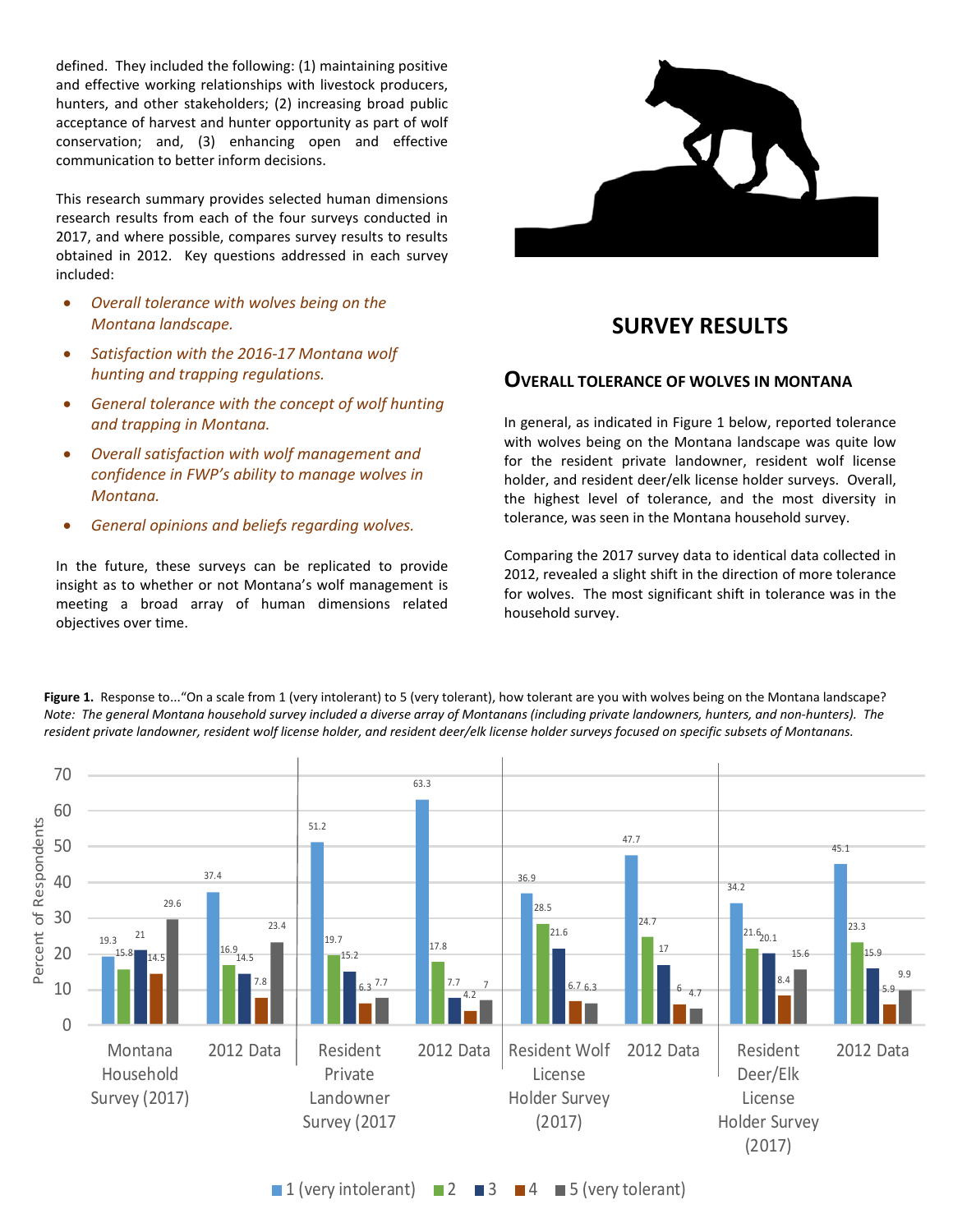defined. They included the following: (1) maintaining positive and effective working relationships with livestock producers, hunters, and other stakeholders; (2) increasing broad public acceptance of harvest and hunter opportunity as part of wolf conservation; and, (3) enhancing open and effective communication to better inform decisions.

This research summary provides selected human dimensions research results from each of the four surveys conducted in 2017, and where possible, compares survey results to results obtained in 2012. Key questions addressed in each survey included:

- *Overall tolerance with wolves being on the Montana landscape.*
- *Satisfaction with the 2016-17 Montana wolf hunting and trapping regulations.*
- *General tolerance with the concept of wolf hunting and trapping in Montana.*
- *Overall satisfaction with wolf management and confidence in FWP's ability to manage wolves in Montana.*
- *General opinions and beliefs regarding wolves.*

In the future, these surveys can be replicated to provide insight as to whether or not Montana's wolf management is meeting a broad array of human dimensions related objectives over time.

## SURVEY RESULTS

### OVERALL TOLERANCE OF WOLVES IN MONTANA

In general, as indicated in Figure 1 below, reported tolerance with wolves being on the Montana landscape was quite low for the resident private landowner, resident wolf license holder, and resident deer/elk license holder surveys. Overall, the highest level of tolerance, and the most diversity in tolerance, was seen in the Montana household survey.

Comparing the 2017 survey data to identical data collected in 2012, revealed a slight shift in the direction of more tolerance for wolves. The most significant shift in tolerance was in the household survey.

**Figure 1.** Response to..."On a scale from 1 (very intolerant) to 5 (very tolerant), how tolerant are you with wolves being on the Montana landscape? *Note: The general Montana household survey included a diverse array of Montanans (including private landowners, hunters, and non-hunters). The resident private landowner, resident wolf license holder, and resident deer/elk license holder surveys focused on specific subsets of Montanans.*

| Survey | 1 (very intolerant) | 2 | 3 | 4 | 5 (very tolerant) |
|---|---|---|---|---|---|
| Montana Household Survey (2017) | 19.3 | 15.8 | 21 | 14.5 | 29.6 |
| 2012 Data | 37.4 | 16.9 | 14.5 | 7.8 | 23.4 |
| Resident Private Landowner Survey (2017 | 51.2 | 19.7 | 15.2 | 6.3 | 7.7 |
| 2012 Data | 63.3 | 17.8 | 7.7 | 4.2 | 7 |
| Resident Wolf License Holder Survey (2017) | 36.9 | 28.5 | 21.6 | 6.7 | 6.3 |
| 2012 Data | 47.7 | 24.7 | 17 | 6 | 4.7 |
| Resident Deer/Elk License Holder Survey (2017) | 34.2 | 21.6 | 20.1 | 8.4 | 15.6 |
| 2012 Data | 45.1 | 23.3 | 15.9 | 5.9 | 9.9 |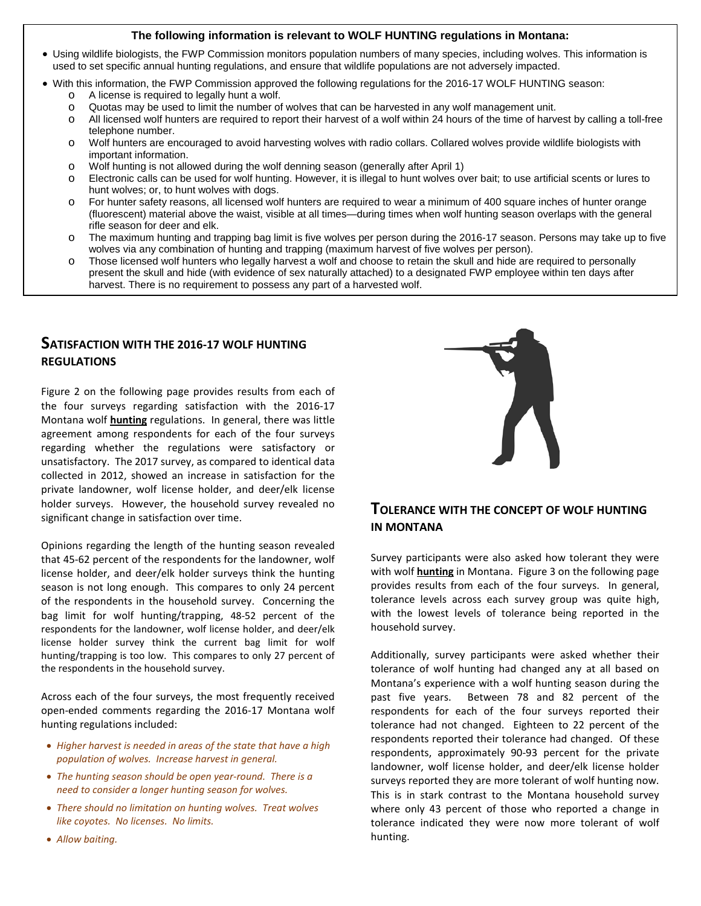**The following information is relevant to WOLF HUNTING regulations in Montana:**

- Using wildlife biologists, the FWP Commission monitors population numbers of many species, including wolves. This information is used to set specific annual hunting regulations, and ensure that wildlife populations are not adversely impacted.
- With this information, the FWP Commission approved the following regulations for the 2016-17 WOLF HUNTING season:
  - A license is required to legally hunt a wolf.
  - Quotas may be used to limit the number of wolves that can be harvested in any wolf management unit.
  - All licensed wolf hunters are required to report their harvest of a wolf within 24 hours of the time of harvest by calling a toll-free telephone number.
  - Wolf hunters are encouraged to avoid harvesting wolves with radio collars. Collared wolves provide wildlife biologists with important information.
  - Wolf hunting is not allowed during the wolf denning season (generally after April 1)
  - Electronic calls can be used for wolf hunting. However, it is illegal to hunt wolves over bait; to use artificial scents or lures to hunt wolves; or, to hunt wolves with dogs.
  - For hunter safety reasons, all licensed wolf hunters are required to wear a minimum of 400 square inches of hunter orange (fluorescent) material above the waist, visible at all times—during times when wolf hunting season overlaps with the general rifle season for deer and elk.
  - The maximum hunting and trapping bag limit is five wolves per person during the 2016-17 season. Persons may take up to five wolves via any combination of hunting and trapping (maximum harvest of five wolves per person).
  - Those licensed wolf hunters who legally harvest a wolf and choose to retain the skull and hide are required to personally present the skull and hide (with evidence of sex naturally attached) to a designated FWP employee within ten days after harvest. There is no requirement to possess any part of a harvested wolf.

## SATISFACTION WITH THE 2016-17 WOLF HUNTING REGULATIONS

Figure 2 on the following page provides results from each of the four surveys regarding satisfaction with the 2016-17 Montana wolf **hunting** regulations. In general, there was little agreement among respondents for each of the four surveys regarding whether the regulations were satisfactory or unsatisfactory. The 2017 survey, as compared to identical data collected in 2012, showed an increase in satisfaction for the private landowner, wolf license holder, and deer/elk license holder surveys. However, the household survey revealed no significant change in satisfaction over time.

Opinions regarding the length of the hunting season revealed that 45-62 percent of the respondents for the landowner, wolf license holder, and deer/elk holder surveys think the hunting season is not long enough. This compares to only 24 percent of the respondents in the household survey. Concerning the bag limit for wolf hunting/trapping, 48-52 percent of the respondents for the landowner, wolf license holder, and deer/elk license holder survey think the current bag limit for wolf hunting/trapping is too low. This compares to only 27 percent of the respondents in the household survey.

Across each of the four surveys, the most frequently received open-ended comments regarding the 2016-17 Montana wolf hunting regulations included:

- *Higher harvest is needed in areas of the state that have a high population of wolves. Increase harvest in general.*
- *The hunting season should be open year-round. There is a need to consider a longer hunting season for wolves.*
- *There should no limitation on hunting wolves. Treat wolves like coyotes. No licenses. No limits.*
- *Allow baiting.*

## TOLERANCE WITH THE CONCEPT OF WOLF HUNTING IN MONTANA

Survey participants were also asked how tolerant they were with wolf **hunting** in Montana. Figure 3 on the following page provides results from each of the four surveys. In general, tolerance levels across each survey group was quite high, with the lowest levels of tolerance being reported in the household survey.

Additionally, survey participants were asked whether their tolerance of wolf hunting had changed any at all based on Montana's experience with a wolf hunting season during the past five years. Between 78 and 82 percent of the respondents for each of the four surveys reported their tolerance had not changed. Eighteen to 22 percent of the respondents reported their tolerance had changed. Of these respondents, approximately 90-93 percent for the private landowner, wolf license holder, and deer/elk license holder surveys reported they are more tolerant of wolf hunting now. This is in stark contrast to the Montana household survey where only 43 percent of those who reported a change in tolerance indicated they were now more tolerant of wolf hunting.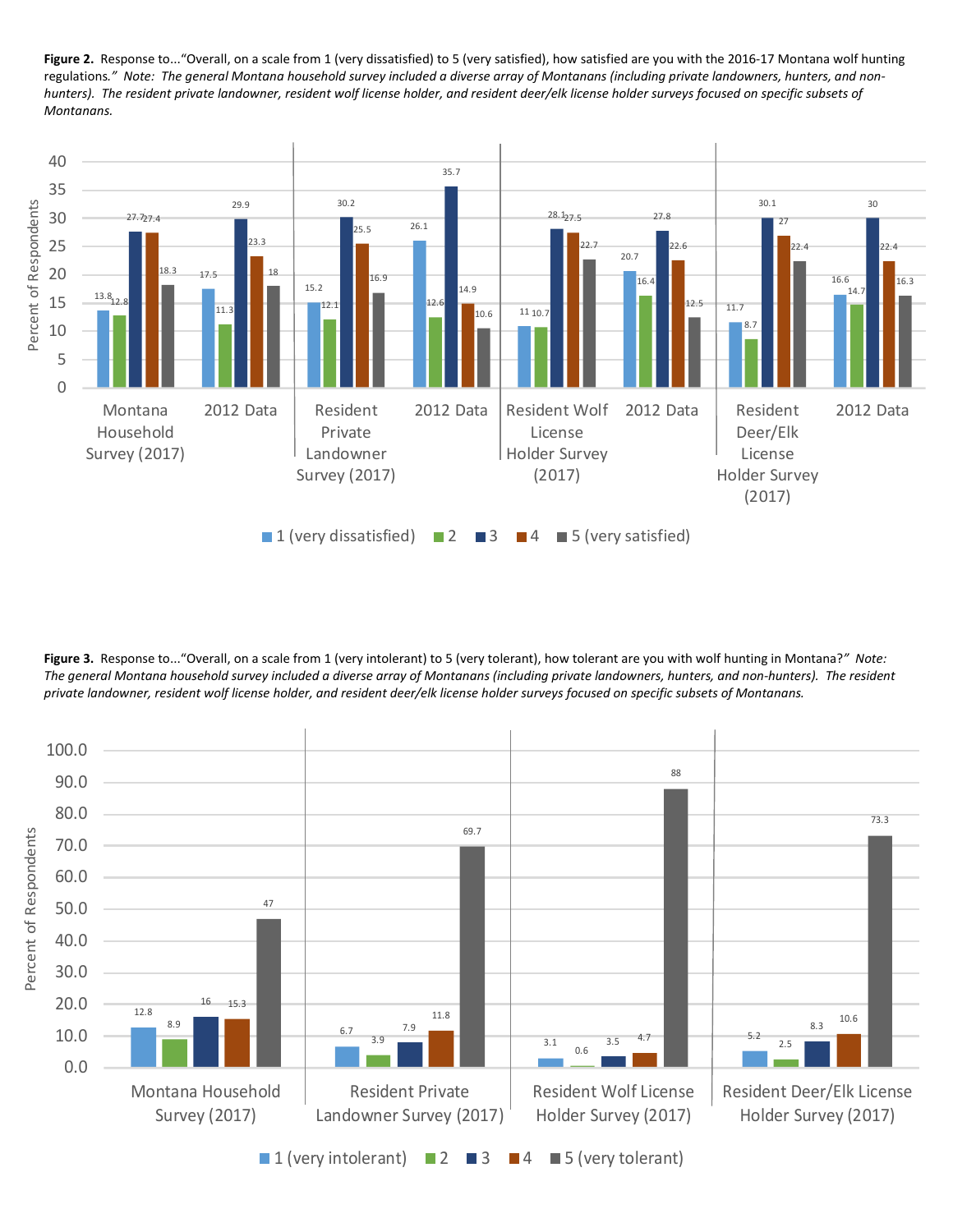**Figure 2.** Response to..."Overall, on a scale from 1 (very dissatisfied) to 5 (very satisfied), how satisfied are you with the 2016-17 Montana wolf hunting regulations." *Note: The general Montana household survey included a diverse array of Montanans (including private landowners, hunters, and non-hunters). The resident private landowner, resident wolf license holder, and resident deer/elk license holder surveys focused on specific subsets of Montanans.*

| Survey | 1 (very dissatisfied) | 2 | 3 | 4 | 5 (very satisfied) |
|---|---|---|---|---|---|
| Montana Household Survey (2017) | 13.8 | 12.8 | 27.7 | 27.4 | 18.3 |
| 2012 Data | 17.5 | 11.3 | 29.9 | 23.3 | 18 |
| Resident Private Landowner Survey (2017) | 15.2 | 12.1 | 30.2 | 25.5 | 16.9 |
| 2012 Data | 26.1 | 12.6 | 35.7 | 14.9 | 10.6 |
| Resident Wolf License Holder Survey (2017) | 11 | 10.7 | 28.1 | 27.5 | 22.7 |
| 2012 Data | 20.7 | 16.4 | 27.8 | 22.6 | 12.5 |
| Resident Deer/Elk License Holder Survey (2017) | 11.7 | 8.7 | 30.1 | 27 | 22.4 |
| 2012 Data | 16.6 | 14.7 | 30 | 22.4 | 16.3 |

**Figure 3.** Response to..."Overall, on a scale from 1 (very intolerant) to 5 (very tolerant), how tolerant are you with wolf hunting in Montana?" *Note: The general Montana household survey included a diverse array of Montanans (including private landowners, hunters, and non-hunters). The resident private landowner, resident wolf license holder, and resident deer/elk license holder surveys focused on specific subsets of Montanans.*

| Survey | 1 (very intolerant) | 2 | 3 | 4 | 5 (very tolerant) |
|---|---|---|---|---|---|
| Montana Household Survey (2017) | 12.8 | 8.9 | 16 | 15.3 | 47 |
| Resident Private Landowner Survey (2017) | 6.7 | 3.9 | 7.9 | 11.8 | 69.7 |
| Resident Wolf License Holder Survey (2017) | 3.1 | 0.6 | 3.5 | 4.7 | 88 |
| Resident Deer/Elk License Holder Survey (2017) | 5.2 | 2.5 | 8.3 | 10.6 | 73.3 |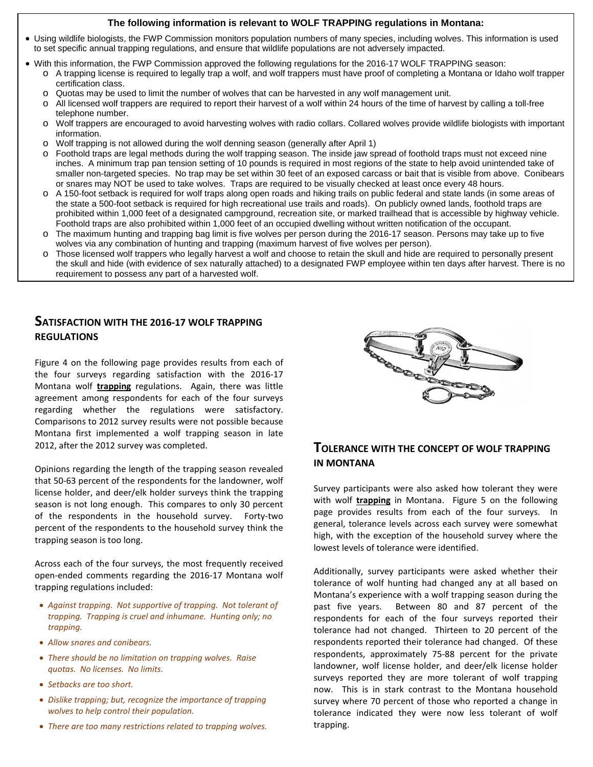**The following information is relevant to WOLF TRAPPING regulations in Montana:**

- Using wildlife biologists, the FWP Commission monitors population numbers of many species, including wolves. This information is used to set specific annual trapping regulations, and ensure that wildlife populations are not adversely impacted.
- With this information, the FWP Commission approved the following regulations for the 2016-17 WOLF TRAPPING season:
  - A trapping license is required to legally trap a wolf, and wolf trappers must have proof of completing a Montana or Idaho wolf trapper certification class.
  - Quotas may be used to limit the number of wolves that can be harvested in any wolf management unit.
  - All licensed wolf trappers are required to report their harvest of a wolf within 24 hours of the time of harvest by calling a toll-free telephone number.
  - Wolf trappers are encouraged to avoid harvesting wolves with radio collars. Collared wolves provide wildlife biologists with important information.
  - Wolf trapping is not allowed during the wolf denning season (generally after April 1)
  - Foothold traps are legal methods during the wolf trapping season. The inside jaw spread of foothold traps must not exceed nine inches. A minimum trap pan tension setting of 10 pounds is required in most regions of the state to help avoid unintended take of smaller non-targeted species. No trap may be set within 30 feet of an exposed carcass or bait that is visible from above. Conibears or snares may NOT be used to take wolves. Traps are required to be visually checked at least once every 48 hours.
  - A 150-foot setback is required for wolf traps along open roads and hiking trails on public federal and state lands (in some areas of the state a 500-foot setback is required for high recreational use trails and roads). On publicly owned lands, foothold traps are prohibited within 1,000 feet of a designated campground, recreation site, or marked trailhead that is accessible by highway vehicle. Foothold traps are also prohibited within 1,000 feet of an occupied dwelling without written notification of the occupant.
  - The maximum hunting and trapping bag limit is five wolves per person during the 2016-17 season. Persons may take up to five wolves via any combination of hunting and trapping (maximum harvest of five wolves per person).
  - Those licensed wolf trappers who legally harvest a wolf and choose to retain the skull and hide are required to personally present the skull and hide (with evidence of sex naturally attached) to a designated FWP employee within ten days after harvest. There is no requirement to possess any part of a harvested wolf.

## Satisfaction with the 2016-17 Wolf Trapping Regulations

Figure 4 on the following page provides results from each of the four surveys regarding satisfaction with the 2016-17 Montana wolf **trapping** regulations. Again, there was little agreement among respondents for each of the four surveys regarding whether the regulations were satisfactory. Comparisons to 2012 survey results were not possible because Montana first implemented a wolf trapping season in late 2012, after the 2012 survey was completed.

Opinions regarding the length of the trapping season revealed that 50-63 percent of the respondents for the landowner, wolf license holder, and deer/elk holder surveys think the trapping season is not long enough. This compares to only 30 percent of the respondents in the household survey. Forty-two percent of the respondents to the household survey think the trapping season is too long.

Across each of the four surveys, the most frequently received open-ended comments regarding the 2016-17 Montana wolf trapping regulations included:

- *Against trapping. Not supportive of trapping. Not tolerant of trapping. Trapping is cruel and inhumane. Hunting only; no trapping.*
- *Allow snares and conibears.*
- *There should be no limitation on trapping wolves. Raise quotas. No licenses. No limits.*
- *Setbacks are too short.*
- *Dislike trapping; but, recognize the importance of trapping wolves to help control their population.*
- *There are too many restrictions related to trapping wolves.*

## Tolerance with the Concept of Wolf Trapping in Montana

Survey participants were also asked how tolerant they were with wolf **trapping** in Montana. Figure 5 on the following page provides results from each of the four surveys. In general, tolerance levels across each survey were somewhat high, with the exception of the household survey where the lowest levels of tolerance were identified.

Additionally, survey participants were asked whether their tolerance of wolf hunting had changed any at all based on Montana's experience with a wolf trapping season during the past five years. Between 80 and 87 percent of the respondents for each of the four surveys reported their tolerance had not changed. Thirteen to 20 percent of the respondents reported their tolerance had changed. Of these respondents, approximately 75-88 percent for the private landowner, wolf license holder, and deer/elk license holder surveys reported they are more tolerant of wolf trapping now. This is in stark contrast to the Montana household survey where 70 percent of those who reported a change in tolerance indicated they were now less tolerant of wolf trapping.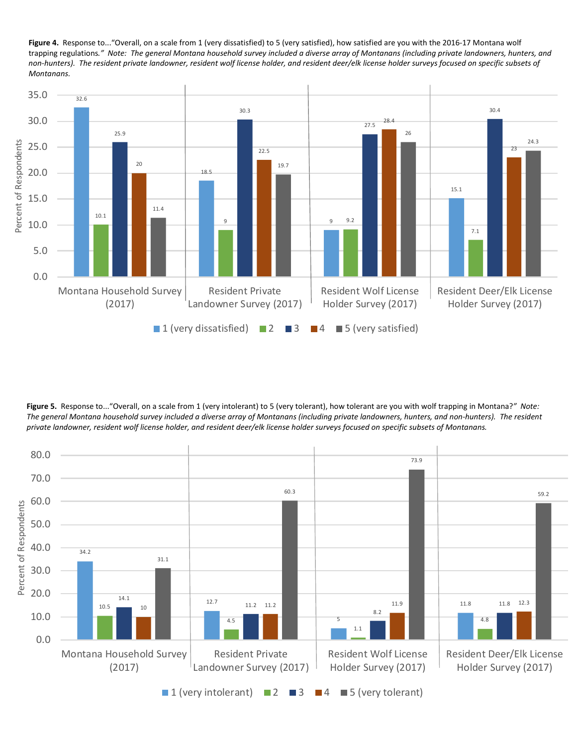**Figure 4.** Response to..."Overall, on a scale from 1 (very dissatisfied) to 5 (very satisfied), how satisfied are you with the 2016-17 Montana wolf trapping regulations." *Note: The general Montana household survey included a diverse array of Montanans (including private landowners, hunters, and non-hunters). The resident private landowner, resident wolf license holder, and resident deer/elk license holder surveys focused on specific subsets of Montanans.*

| Survey | 1 (very dissatisfied) | 2 | 3 | 4 | 5 (very satisfied) |
|---|---|---|---|---|---|
| Montana Household Survey (2017) | 32.6 | 10.1 | 25.9 | 20 | 11.4 |
| Resident Private Landowner Survey (2017) | 18.5 | 9 | 30.3 | 22.5 | 19.7 |
| Resident Wolf License Holder Survey (2017) | 9 | 9.2 | 27.5 | 28.4 | 26 |
| Resident Deer/Elk License Holder Survey (2017) | 15.1 | 7.1 | 30.4 | 23 | 24.3 |

**Figure 5.** Response to..."Overall, on a scale from 1 (very intolerant) to 5 (very tolerant), how tolerant are you with wolf trapping in Montana?" *Note: The general Montana household survey included a diverse array of Montanans (including private landowners, hunters, and non-hunters). The resident private landowner, resident wolf license holder, and resident deer/elk license holder surveys focused on specific subsets of Montanans.*

| Survey | 1 (very intolerant) | 2 | 3 | 4 | 5 (very tolerant) |
|---|---|---|---|---|---|
| Montana Household Survey (2017) | 34.2 | 10.5 | 14.1 | 10 | 31.1 |
| Resident Private Landowner Survey (2017) | 12.7 | 4.5 | 11.2 | 11.2 | 60.3 |
| Resident Wolf License Holder Survey (2017) | 5 | 1.1 | 8.2 | 11.9 | 73.9 |
| Resident Deer/Elk License Holder Survey (2017) | 11.8 | 4.8 | 11.8 | 12.3 | 59.2 |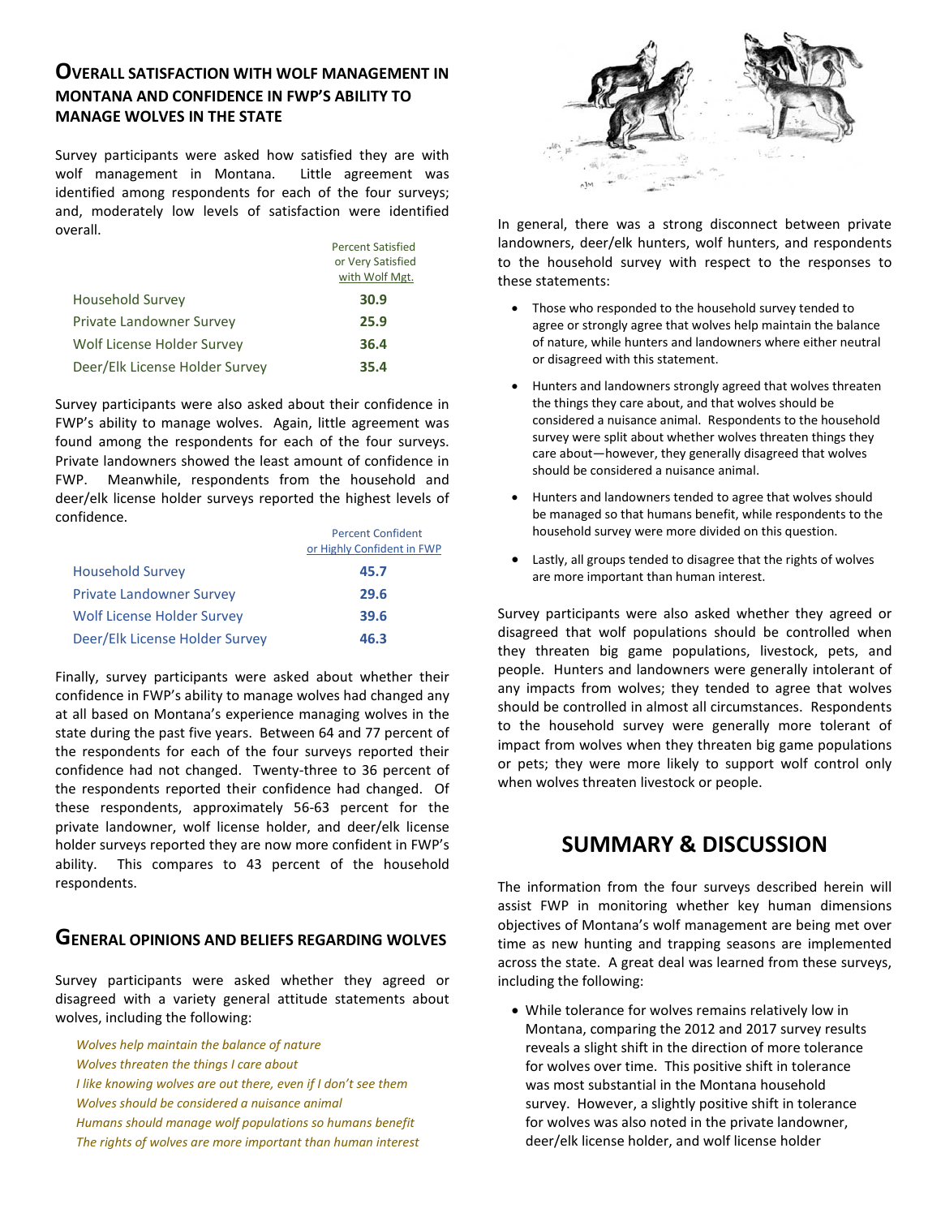## Overall Satisfaction with Wolf Management in Montana and Confidence in FWP's Ability to Manage Wolves in the State

Survey participants were asked how satisfied they are with wolf management in Montana. Little agreement was identified among respondents for each of the four surveys; and, moderately low levels of satisfaction were identified overall.

| | Percent Satisfied or Very Satisfied with Wolf Mgt. |
|---|---|
| Household Survey | **30.9** |
| Private Landowner Survey | **25.9** |
| Wolf License Holder Survey | **36.4** |
| Deer/Elk License Holder Survey | **35.4** |

Survey participants were also asked about their confidence in FWP's ability to manage wolves. Again, little agreement was found among the respondents for each of the four surveys. Private landowners showed the least amount of confidence in FWP. Meanwhile, respondents from the household and deer/elk license holder surveys reported the highest levels of confidence.

| | Percent Confident or Highly Confident in FWP |
|---|---|
| Household Survey | **45.7** |
| Private Landowner Survey | **29.6** |
| Wolf License Holder Survey | **39.6** |
| Deer/Elk License Holder Survey | **46.3** |

Finally, survey participants were asked about whether their confidence in FWP's ability to manage wolves had changed any at all based on Montana's experience managing wolves in the state during the past five years. Between 64 and 77 percent of the respondents for each of the four surveys reported their confidence had not changed. Twenty-three to 36 percent of the respondents reported their confidence had changed. Of these respondents, approximately 56-63 percent for the private landowner, wolf license holder, and deer/elk license holder surveys reported they are now more confident in FWP's ability. This compares to 43 percent of the household respondents.

## General Opinions and Beliefs Regarding Wolves

Survey participants were asked whether they agreed or disagreed with a variety general attitude statements about wolves, including the following:

*Wolves help maintain the balance of nature*
*Wolves threaten the things I care about*
*I like knowing wolves are out there, even if I don't see them*
*Wolves should be considered a nuisance animal*
*Humans should manage wolf populations so humans benefit*
*The rights of wolves are more important than human interest*

In general, there was a strong disconnect between private landowners, deer/elk hunters, wolf hunters, and respondents to the household survey with respect to the responses to these statements:

- Those who responded to the household survey tended to agree or strongly agree that wolves help maintain the balance of nature, while hunters and landowners where either neutral or disagreed with this statement.
- Hunters and landowners strongly agreed that wolves threaten the things they care about, and that wolves should be considered a nuisance animal. Respondents to the household survey were split about whether wolves threaten things they care about—however, they generally disagreed that wolves should be considered a nuisance animal.
- Hunters and landowners tended to agree that wolves should be managed so that humans benefit, while respondents to the household survey were more divided on this question.
- Lastly, all groups tended to disagree that the rights of wolves are more important than human interest.

Survey participants were also asked whether they agreed or disagreed that wolf populations should be controlled when they threaten big game populations, livestock, pets, and people. Hunters and landowners were generally intolerant of any impacts from wolves; they tended to agree that wolves should be controlled in almost all circumstances. Respondents to the household survey were generally more tolerant of impact from wolves when they threaten big game populations or pets; they were more likely to support wolf control only when wolves threaten livestock or people.

# Summary & Discussion

The information from the four surveys described herein will assist FWP in monitoring whether key human dimensions objectives of Montana's wolf management are being met over time as new hunting and trapping seasons are implemented across the state. A great deal was learned from these surveys, including the following:

- While tolerance for wolves remains relatively low in Montana, comparing the 2012 and 2017 survey results reveals a slight shift in the direction of more tolerance for wolves over time. This positive shift in tolerance was most substantial in the Montana household survey. However, a slightly positive shift in tolerance for wolves was also noted in the private landowner, deer/elk license holder, and wolf license holder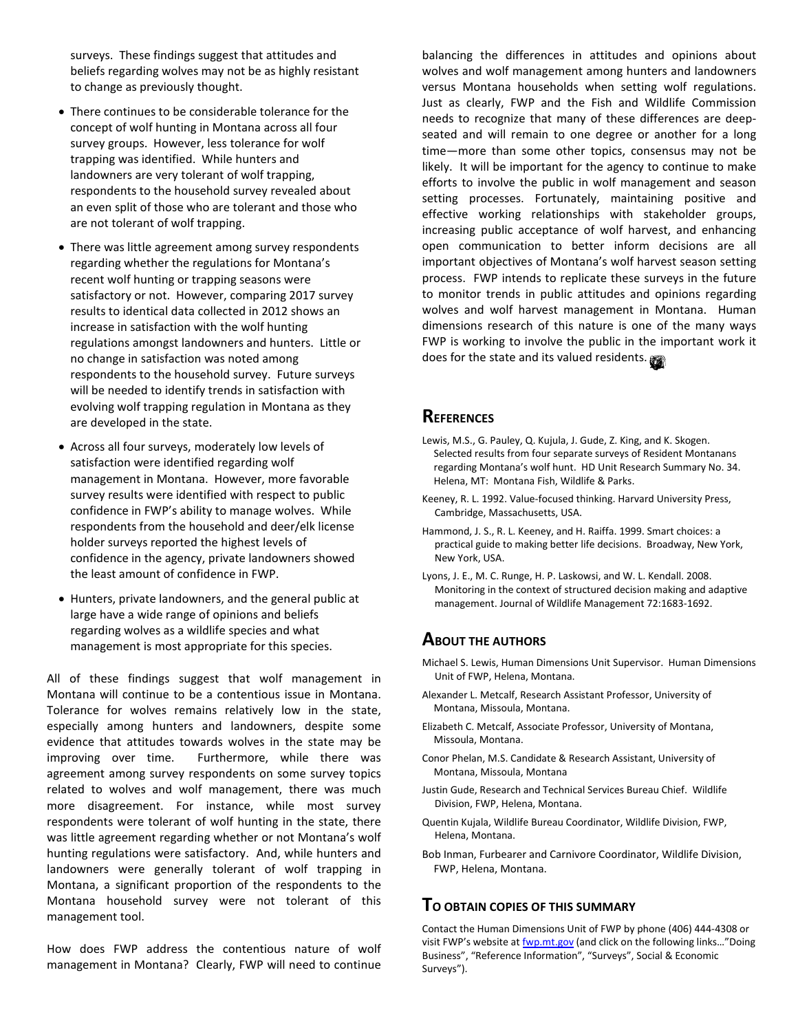surveys. These findings suggest that attitudes and beliefs regarding wolves may not be as highly resistant to change as previously thought.

- There continues to be considerable tolerance for the concept of wolf hunting in Montana across all four survey groups. However, less tolerance for wolf trapping was identified. While hunters and landowners are very tolerant of wolf trapping, respondents to the household survey revealed about an even split of those who are tolerant and those who are not tolerant of wolf trapping.
- There was little agreement among survey respondents regarding whether the regulations for Montana's recent wolf hunting or trapping seasons were satisfactory or not. However, comparing 2017 survey results to identical data collected in 2012 shows an increase in satisfaction with the wolf hunting regulations amongst landowners and hunters. Little or no change in satisfaction was noted among respondents to the household survey. Future surveys will be needed to identify trends in satisfaction with evolving wolf trapping regulation in Montana as they are developed in the state.
- Across all four surveys, moderately low levels of satisfaction were identified regarding wolf management in Montana. However, more favorable survey results were identified with respect to public confidence in FWP's ability to manage wolves. While respondents from the household and deer/elk license holder surveys reported the highest levels of confidence in the agency, private landowners showed the least amount of confidence in FWP.
- Hunters, private landowners, and the general public at large have a wide range of opinions and beliefs regarding wolves as a wildlife species and what management is most appropriate for this species.

All of these findings suggest that wolf management in Montana will continue to be a contentious issue in Montana. Tolerance for wolves remains relatively low in the state, especially among hunters and landowners, despite some evidence that attitudes towards wolves in the state may be improving over time. Furthermore, while there was agreement among survey respondents on some survey topics related to wolves and wolf management, there was much more disagreement. For instance, while most survey respondents were tolerant of wolf hunting in the state, there was little agreement regarding whether or not Montana's wolf hunting regulations were satisfactory. And, while hunters and landowners were generally tolerant of wolf trapping in Montana, a significant proportion of the respondents to the Montana household survey were not tolerant of this management tool.

How does FWP address the contentious nature of wolf management in Montana? Clearly, FWP will need to continue balancing the differences in attitudes and opinions about wolves and wolf management among hunters and landowners versus Montana households when setting wolf regulations. Just as clearly, FWP and the Fish and Wildlife Commission needs to recognize that many of these differences are deep-seated and will remain to one degree or another for a long time—more than some other topics, consensus may not be likely. It will be important for the agency to continue to make efforts to involve the public in wolf management and season setting processes. Fortunately, maintaining positive and effective working relationships with stakeholder groups, increasing public acceptance of wolf harvest, and enhancing open communication to better inform decisions are all important objectives of Montana's wolf harvest season setting process. FWP intends to replicate these surveys in the future to monitor trends in public attitudes and opinions regarding wolves and wolf harvest management in Montana. Human dimensions research of this nature is one of the many ways FWP is working to involve the public in the important work it does for the state and its valued residents.

## References

Lewis, M.S., G. Pauley, Q. Kujula, J. Gude, Z. King, and K. Skogen. Selected results from four separate surveys of Resident Montanans regarding Montana's wolf hunt. HD Unit Research Summary No. 34. Helena, MT: Montana Fish, Wildlife & Parks.

Keeney, R. L. 1992. Value-focused thinking. Harvard University Press, Cambridge, Massachusetts, USA.

Hammond, J. S., R. L. Keeney, and H. Raiffa. 1999. Smart choices: a practical guide to making better life decisions. Broadway, New York, New York, USA.

Lyons, J. E., M. C. Runge, H. P. Laskowsi, and W. L. Kendall. 2008. Monitoring in the context of structured decision making and adaptive management. Journal of Wildlife Management 72:1683-1692.

## About the Authors

Michael S. Lewis, Human Dimensions Unit Supervisor. Human Dimensions Unit of FWP, Helena, Montana.

Alexander L. Metcalf, Research Assistant Professor, University of Montana, Missoula, Montana.

Elizabeth C. Metcalf, Associate Professor, University of Montana, Missoula, Montana.

Conor Phelan, M.S. Candidate & Research Assistant, University of Montana, Missoula, Montana

Justin Gude, Research and Technical Services Bureau Chief. Wildlife Division, FWP, Helena, Montana.

Quentin Kujala, Wildlife Bureau Coordinator, Wildlife Division, FWP, Helena, Montana.

Bob Inman, Furbearer and Carnivore Coordinator, Wildlife Division, FWP, Helena, Montana.

## To Obtain Copies of This Summary

Contact the Human Dimensions Unit of FWP by phone (406) 444-4308 or visit FWP's website at fwp.mt.gov (and click on the following links…"Doing Business", "Reference Information", "Surveys", Social & Economic Surveys").